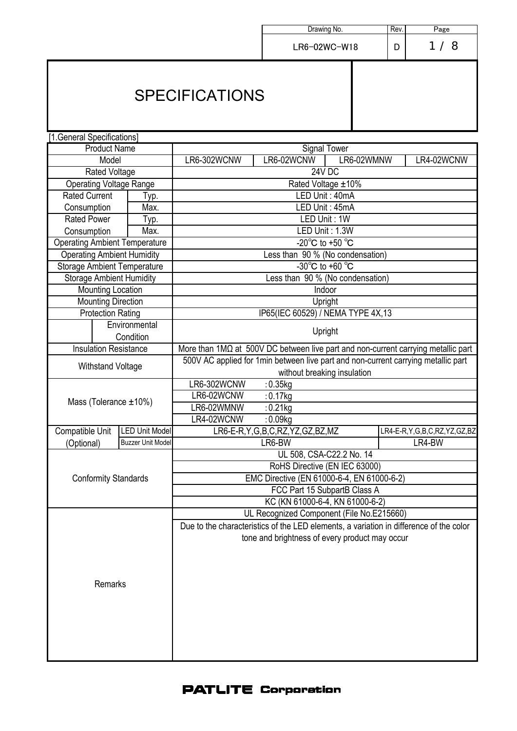| Drawing No. | Rev. |
|---|---|
| LR6-02WC-W18 | D |

# SPECIFICATIONS

[1.General Specifications]

| Product Name | | Signal Tower | | | |
|---|---|---|---|---|---|
| Model | | LR6-302WCNW | LR6-02WCNW | LR6-02WMNW | LR4-02WCNW |
| Rated Voltage | | 24V DC | | | |
| Operating Voltage Range | | Rated Voltage ±10% | | | |
| Rated Current Consumption | Typ. | LED Unit : 40mA | | | |
| | Max. | LED Unit : 45mA | | | |
| Rated Power Consumption | Typ. | LED Unit : 1W | | | |
| | Max. | LED Unit : 1.3W | | | |
| Operating Ambient Temperature | | -20℃ to +50 ℃ | | | |
| Operating Ambient Humidity | | Less than 90 % (No condensation) | | | |
| Storage Ambient Temperature | | -30℃ to +60 ℃ | | | |
| Storage Ambient Humidity | | Less than 90 % (No condensation) | | | |
| Mounting Location | | Indoor | | | |
| Mounting Direction | | Upright | | | |
| Protection Rating | | IP65(IEC 60529) / NEMA TYPE 4X,13 | | | |
| | Environmental Condition | Upright | | | |
| Insulation Resistance | | More than 1MΩ at 500V DC between live part and non-current carrying metallic part | | | |
| Withstand Voltage | | 500V AC applied for 1min between live part and non-current carrying metallic part without breaking insulation | | | |
| Mass (Tolerance ±10%) | | LR6-302WCNW : 0.35kg | | | |
| | | LR6-02WCNW : 0.17kg | | | |
| | | LR6-02WMNW : 0.21kg | | | |
| | | LR4-02WCNW : 0.09kg | | | |
| Compatible Unit (Optional) | LED Unit Model | LR6-E-R,Y,G,B,C,RZ,YZ,GZ,BZ,MZ | | | LR4-E-R,Y,G,B,C,RZ,YZ,GZ,BZ |
| | Buzzer Unit Model | LR6-BW | | | LR4-BW |
| Conformity Standards | | UL 508, CSA-C22.2 No. 14 | | | |
| | | RoHS Directive (EN IEC 63000) | | | |
| | | EMC Directive (EN 61000-6-4, EN 61000-6-2) | | | |
| | | FCC Part 15 SubpartB Class A | | | |
| | | KC (KN 61000-6-4, KN 61000-6-2) | | | |
| Remarks | | UL Recognized Component (File No.E215660) | | | |
| | | Due to the characteristics of the LED elements, a variation in difference of the color tone and brightness of every product may occur | | | |

PATLITE Corporation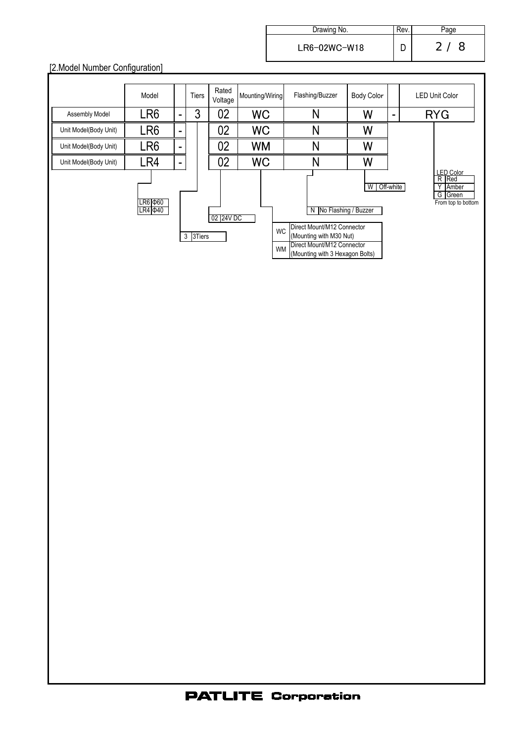[2.Model Number Configuration]

| | Model | | Tiers | Rated Voltage | Mounting/Wiring | Flashing/Buzzer | Body Color | | LED Unit Color |
|---|---|---|---|---|---|---|---|---|---|
| Assembly Model | LR6 | - | 3 | 02 | WC | N | W | - | RYG |
| Unit Model(Body Unit) | LR6 | - | | 02 | WC | N | W | | |
| Unit Model(Body Unit) | LR6 | - | | 02 | WM | N | W | | |
| Unit Model(Body Unit) | LR4 | - | | 02 | WC | N | W | | |

**Model**

| | |
|---|---|
| LR6 | Φ60 |
| LR4 | Φ40 |

**Tiers**

| | |
|---|---|
| 3 | 3Tiers |

**Rated Voltage**

| | |
|---|---|
| 02 | 24V DC |

**Mounting/Wiring**

| | |
|---|---|
| WC | Direct Mount/M12 Connector (Mounting with M30 Nut) |
| WM | Direct Mount/M12 Connector (Mounting with 3 Hexagon Bolts) |

**Flashing/Buzzer**

| | |
|---|---|
| N | No Flashing / Buzzer |

**Body Color**

| | |
|---|---|
| W | Off-white |

**LED Color**

| | |
|---|---|
| R | Red |
| Y | Amber |
| G | Green |

From top to bottom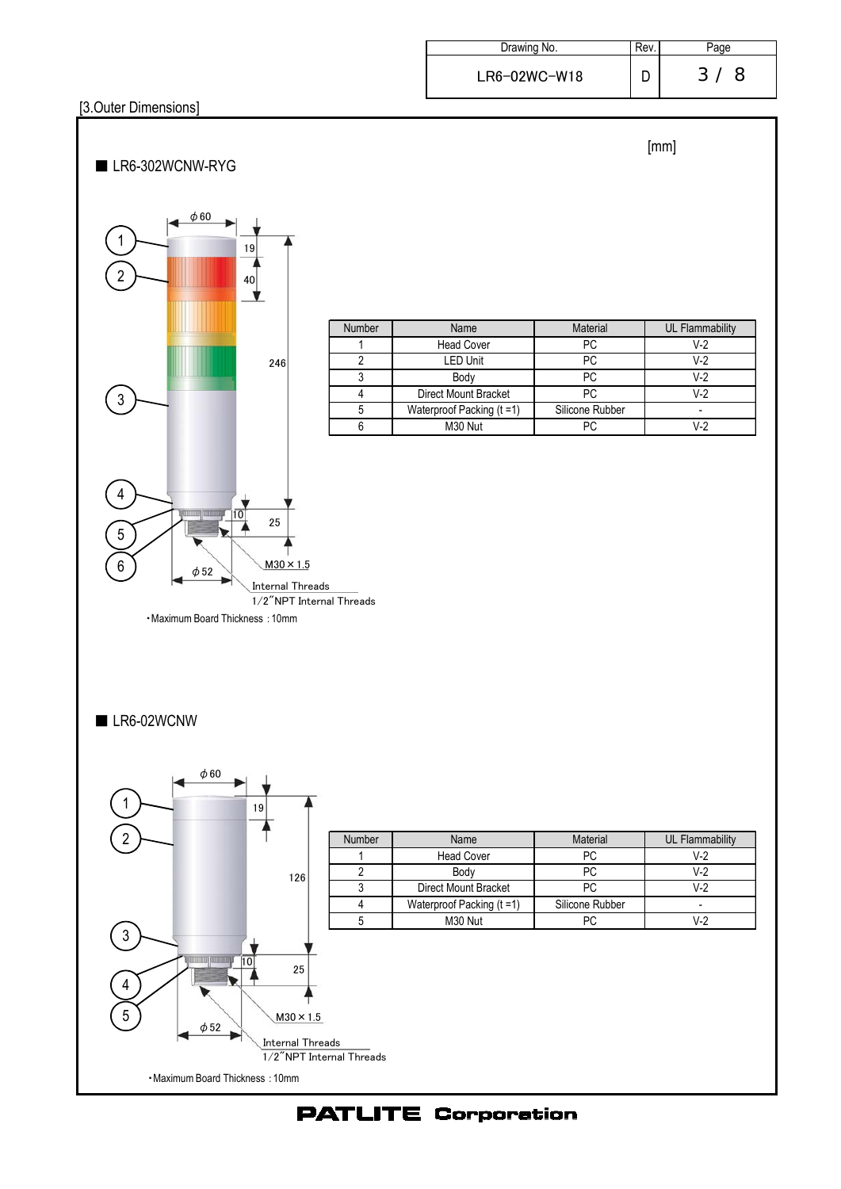[3.Outer Dimensions]

[mm]

## ■ LR6-302WCNW-RYG

φ60

19

40

246

10

25

M30 × 1.5

φ52

Internal Threads

1/2″NPT Internal Threads

・Maximum Board Thickness : 10mm

| Number | Name | Material | UL Flammability |
|---|---|---|---|
| 1 | Head Cover | PC | V-2 |
| 2 | LED Unit | PC | V-2 |
| 3 | Body | PC | V-2 |
| 4 | Direct Mount Bracket | PC | V-2 |
| 5 | Waterproof Packing (t =1) | Silicone Rubber | - |
| 6 | M30 Nut | PC | V-2 |

## ■ LR6-02WCNW

φ60

19

126

10

25

M30 × 1.5

φ52

Internal Threads

1/2″NPT Internal Threads

・Maximum Board Thickness : 10mm

| Number | Name | Material | UL Flammability |
|---|---|---|---|
| 1 | Head Cover | PC | V-2 |
| 2 | Body | PC | V-2 |
| 3 | Direct Mount Bracket | PC | V-2 |
| 4 | Waterproof Packing (t =1) | Silicone Rubber | - |
| 5 | M30 Nut | PC | V-2 |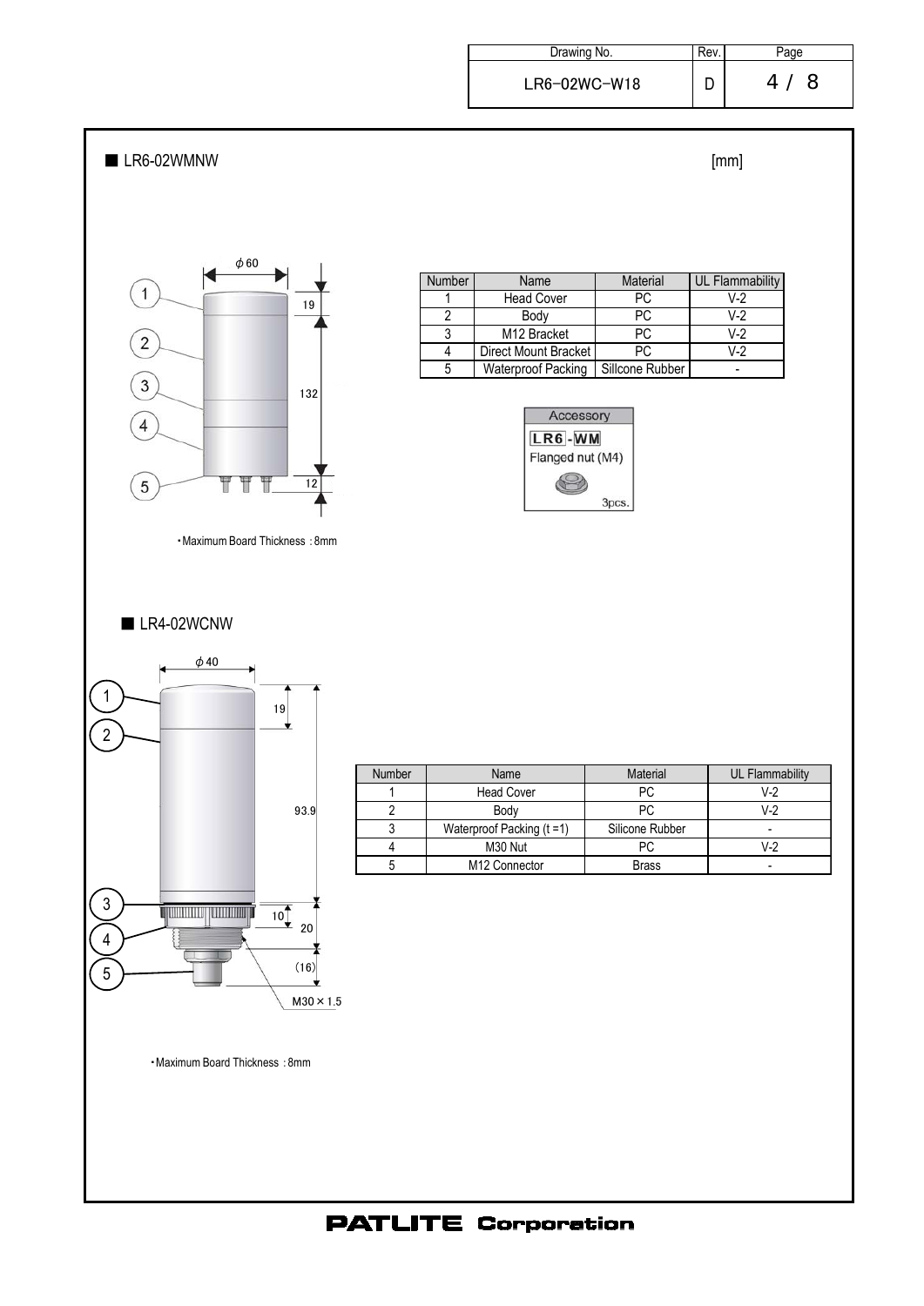## ■ LR6-02WMNW

[mm]

| Number | Name | Material | UL Flammability |
|---|---|---|---|
| 1 | Head Cover | PC | V-2 |
| 2 | Body | PC | V-2 |
| 3 | M12 Bracket | PC | V-2 |
| 4 | Direct Mount Bracket | PC | V-2 |
| 5 | Waterproof Packing | Sillcone Rubber | - |

Accessory

LR6-WM

Flanged nut (M4)

3pcs.

φ60

19

132

12

・Maximum Board Thickness : 8mm

## ■ LR4-02WCNW

φ40

19

93.9

10

20

(16)

M30 × 1.5

| Number | Name | Material | UL Flammability |
|---|---|---|---|
| 1 | Head Cover | PC | V-2 |
| 2 | Body | PC | V-2 |
| 3 | Waterproof Packing (t =1) | Silicone Rubber | - |
| 4 | M30 Nut | PC | V-2 |
| 5 | M12 Connector | Brass | - |

・Maximum Board Thickness : 8mm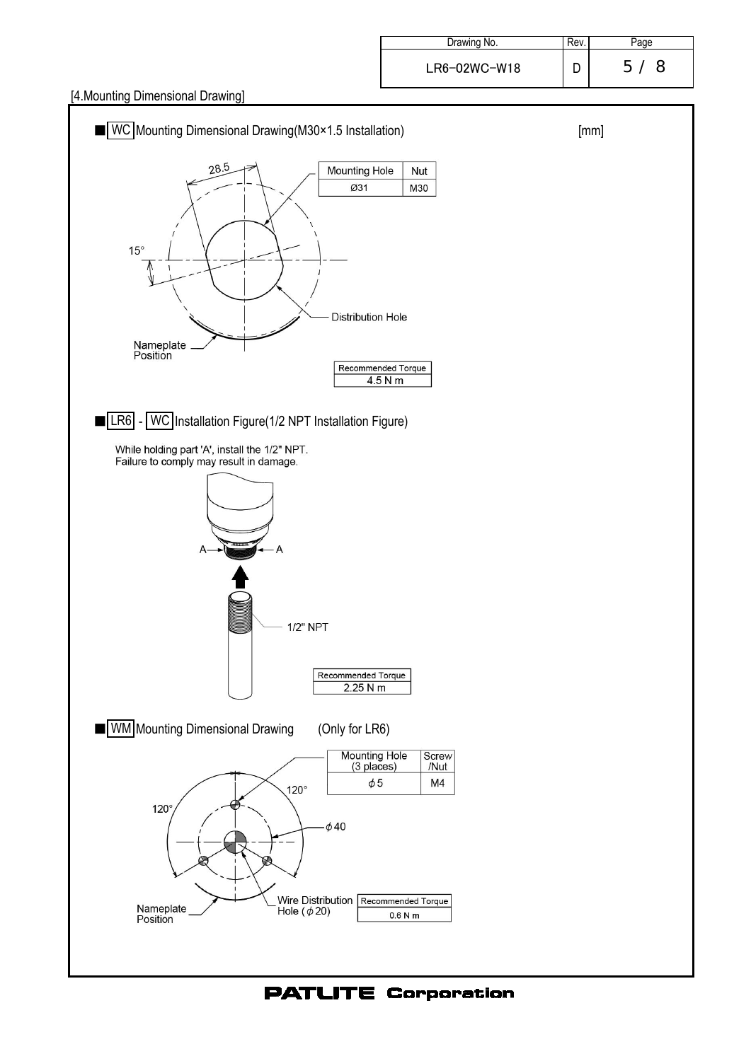[4.Mounting Dimensional Drawing]

■ WC Mounting Dimensional Drawing(M30×1.5 Installation) [mm]

| Mounting Hole | Nut |
|---|---|
| Ø31 | M30 |

28.5

15°

Distribution Hole

Nameplate Position

| Recommended Torque |
|---|
| 4.5 N m |

■ LR6 - WC Installation Figure(1/2 NPT Installation Figure)

While holding part 'A', install the 1/2" NPT.
Failure to comply may result in damage.

A A

1/2" NPT

| Recommended Torque |
|---|
| 2.25 N m |

■ WM Mounting Dimensional Drawing (Only for LR6)

| Mounting Hole (3 places) | Screw /Nut |
|---|---|
| φ5 | M4 |

120°

120°

φ40

Nameplate Position

Wire Distribution Hole (φ20)

| Recommended Torque |
|---|
| 0.6 N m |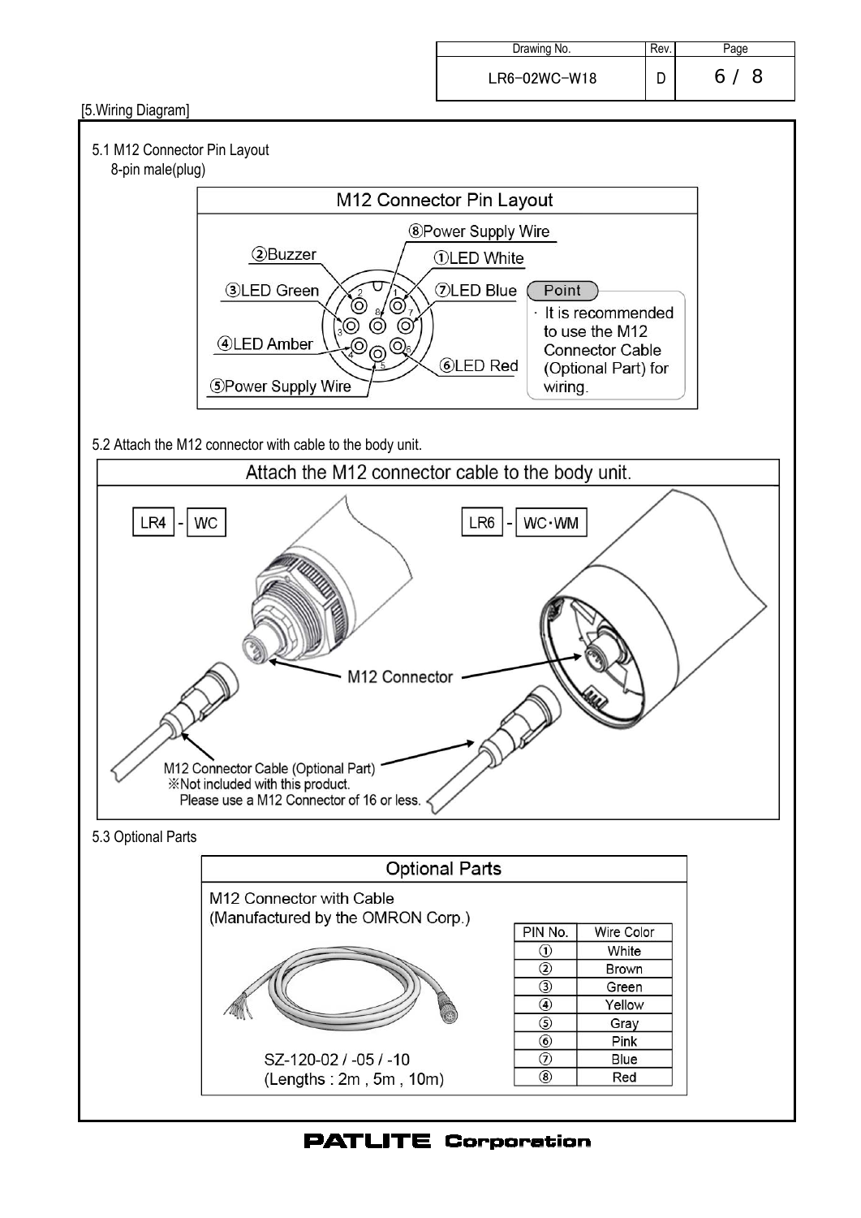## [5.Wiring Diagram]

### 5.1 M12 Connector Pin Layout

8-pin male(plug)

**M12 Connector Pin Layout**

- ①LED White
- ②Buzzer
- ③LED Green
- ④LED Amber
- ⑤Power Supply Wire
- ⑥LED Red
- ⑦LED Blue
- ⑧Power Supply Wire

**Point**

- It is recommended to use the M12 Connector Cable (Optional Part) for wiring.

### 5.2 Attach the M12 connector with cable to the body unit.

**Attach the M12 connector cable to the body unit.**

LR4 - WC

LR6 - WC・WM

M12 Connector

M12 Connector Cable (Optional Part)
※Not included with this product.
Please use a M12 Connector of 16 or less.

### 5.3 Optional Parts

**Optional Parts**

M12 Connector with Cable
(Manufactured by the OMRON Corp.)

SZ-120-02 / -05 / -10
(Lengths : 2m , 5m , 10m)

| PIN No. | Wire Color |
|---|---|
| ① | White |
| ② | Brown |
| ③ | Green |
| ④ | Yellow |
| ⑤ | Gray |
| ⑥ | Pink |
| ⑦ | Blue |
| ⑧ | Red |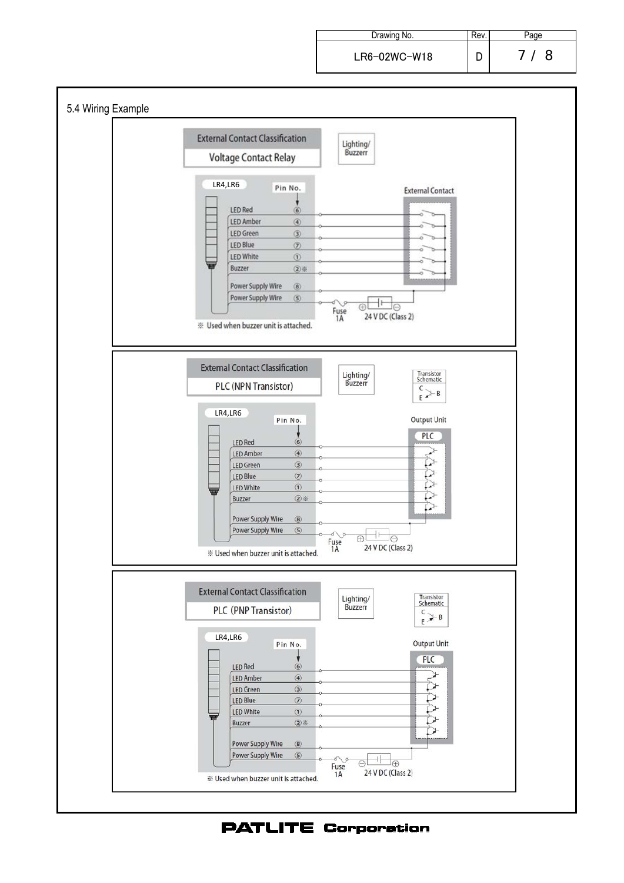## 5.4 Wiring Example

**External Contact Classification**
**Voltage Contact Relay**

Lighting/ Buzzerr

LR4,LR6

| Wire | Pin No. |
|---|---|
| LED Red | ⑥ |
| LED Amber | ④ |
| LED Green | ③ |
| LED Blue | ⑦ |
| LED White | ① |
| Buzzer | ②※ |
| Power Supply Wire | ⑧ |
| Power Supply Wire | ⑤ |

External Contact

Fuse 1A ⊕ ⊖ 24 V DC (Class 2)

※ Used when buzzer unit is attached.

**External Contact Classification**
**PLC (NPN Transistor)**

Lighting/ Buzzerr

Transistor Schematic: C, B, E

LR4,LR6

| Wire | Pin No. |
|---|---|
| LED Red | ⑥ |
| LED Amber | ④ |
| LED Green | ③ |
| LED Blue | ⑦ |
| LED White | ① |
| Buzzer | ②※ |
| Power Supply Wire | ⑧ |
| Power Supply Wire | ⑤ |

Output Unit: PLC

Fuse 1A ⊕ ⊖ 24 V DC (Class 2)

※ Used when buzzer unit is attached.

**External Contact Classification**
**PLC (PNP Transistor)**

Lighting/ Buzzerr

Transistor Schematic: C, B, E

LR4,LR6

| Wire | Pin No. |
|---|---|
| LED Red | ⑥ |
| LED Amber | ④ |
| LED Green | ③ |
| LED Blue | ⑦ |
| LED White | ① |
| Buzzer | ②※ |
| Power Supply Wire | ⑧ |
| Power Supply Wire | ⑤ |

Output Unit: PLC

Fuse 1A ⊖ ⊕ 24 V DC (Class 2)

※ Used when buzzer unit is attached.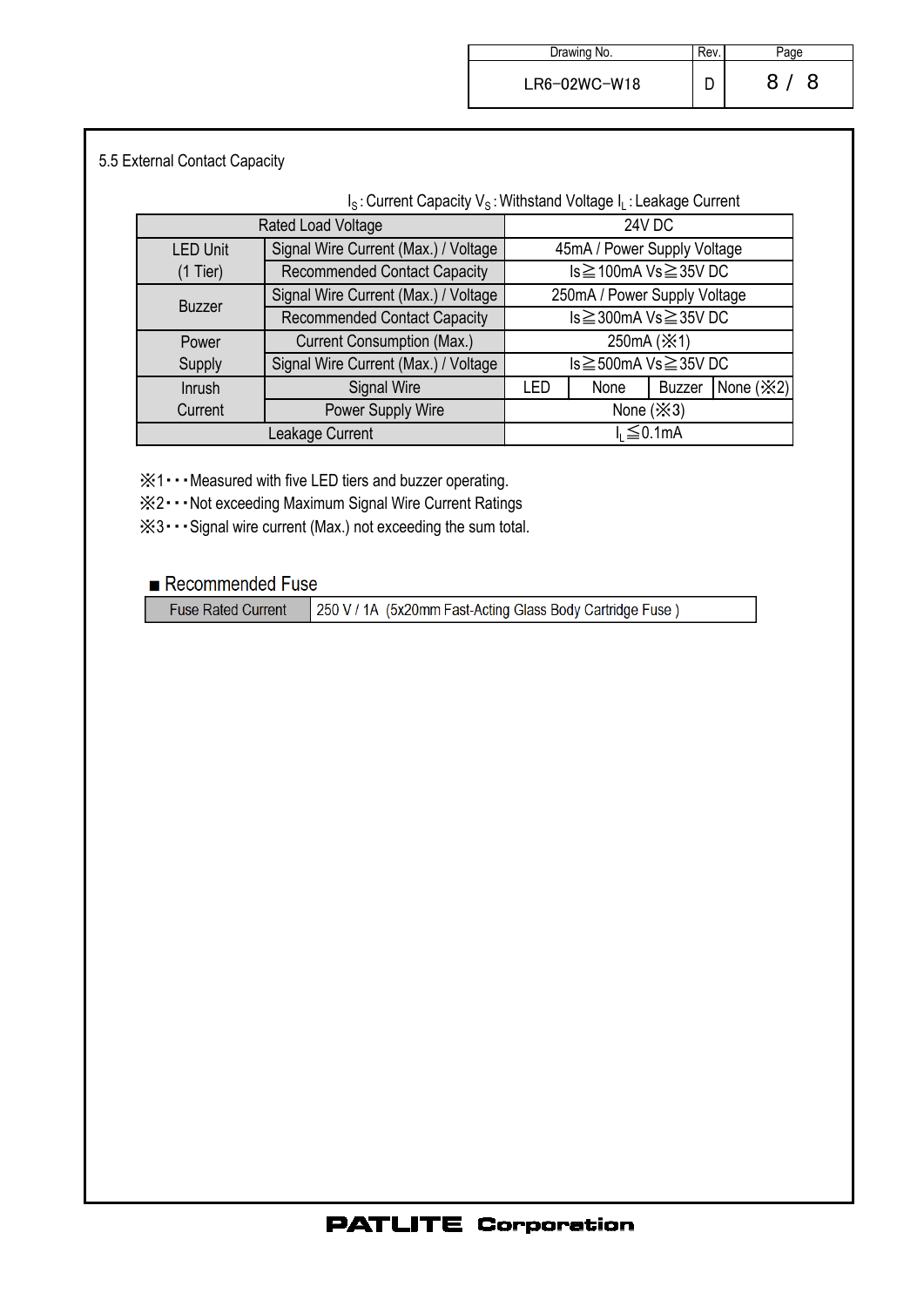5.5 External Contact Capacity

$I_S$ : Current Capacity $V_S$ : Withstand Voltage $I_L$ : Leakage Current

| Rated Load Voltage | | 24V DC | | | |
|---|---|---|---|---|---|
| LED Unit (1 Tier) | Signal Wire Current (Max.) / Voltage | 45mA / Power Supply Voltage | | | |
| | Recommended Contact Capacity | Is≧100mA Vs≧35V DC | | | |
| Buzzer | Signal Wire Current (Max.) / Voltage | 250mA / Power Supply Voltage | | | |
| | Recommended Contact Capacity | Is≧300mA Vs≧35V DC | | | |
| Power Supply | Current Consumption (Max.) | 250mA (※1) | | | |
| | Signal Wire Current (Max.) / Voltage | Is≧500mA Vs≧35V DC | | | |
| Inrush Current | Signal Wire | LED | None | Buzzer | None (※2) |
| | Power Supply Wire | None (※3) | | | |
| Leakage Current | | $I_L$≦0.1mA | | | |

※1・・・Measured with five LED tiers and buzzer operating.
※2・・・Not exceeding Maximum Signal Wire Current Ratings
※3・・・Signal wire current (Max.) not exceeding the sum total.

■ Recommended Fuse

| Fuse Rated Current | 250 V / 1A (5x20mm Fast-Acting Glass Body Cartridge Fuse ) |
|---|---|